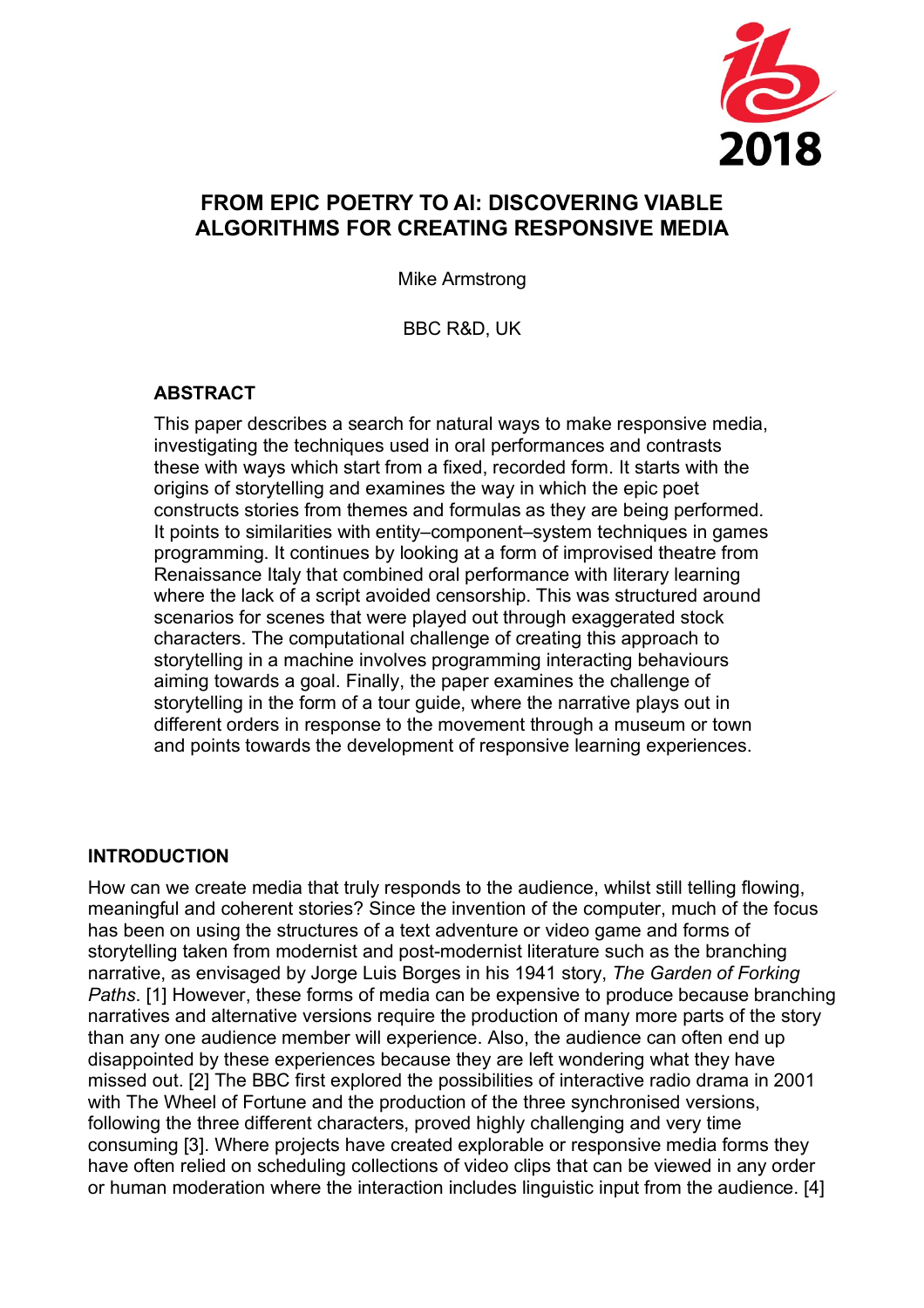# FROM EPIC POETRY TO AI: DISCOVERING VIABLE ALGORITHMS FOR CREATING RESPONSIVE MEDIA

Mike Armstrong

BBC R&D, UK

## ABSTRACT

This paper describes a search for natural ways to make responsive media, investigating the techniques used in oral performances and contrasts these with ways which start from a fixed, recorded form. It starts with the origins of storytelling and examines the way in which the epic poet constructs stories from themes and formulas as they are being performed. It points to similarities with entity–component–system techniques in games programming. It continues by looking at a form of improvised theatre from Renaissance Italy that combined oral performance with literary learning where the lack of a script avoided censorship. This was structured around scenarios for scenes that were played out through exaggerated stock characters. The computational challenge of creating this approach to storytelling in a machine involves programming interacting behaviours aiming towards a goal. Finally, the paper examines the challenge of storytelling in the form of a tour guide, where the narrative plays out in different orders in response to the movement through a museum or town and points towards the development of responsive learning experiences.

## INTRODUCTION

How can we create media that truly responds to the audience, whilst still telling flowing, meaningful and coherent stories? Since the invention of the computer, much of the focus has been on using the structures of a text adventure or video game and forms of storytelling taken from modernist and post-modernist literature such as the branching narrative, as envisaged by Jorge Luis Borges in his 1941 story, *The Garden of Forking Paths*. [1] However, these forms of media can be expensive to produce because branching narratives and alternative versions require the production of many more parts of the story than any one audience member will experience. Also, the audience can often end up disappointed by these experiences because they are left wondering what they have missed out. [2] The BBC first explored the possibilities of interactive radio drama in 2001 with The Wheel of Fortune and the production of the three synchronised versions, following the three different characters, proved highly challenging and very time consuming [3]. Where projects have created explorable or responsive media forms they have often relied on scheduling collections of video clips that can be viewed in any order or human moderation where the interaction includes linguistic input from the audience. [4]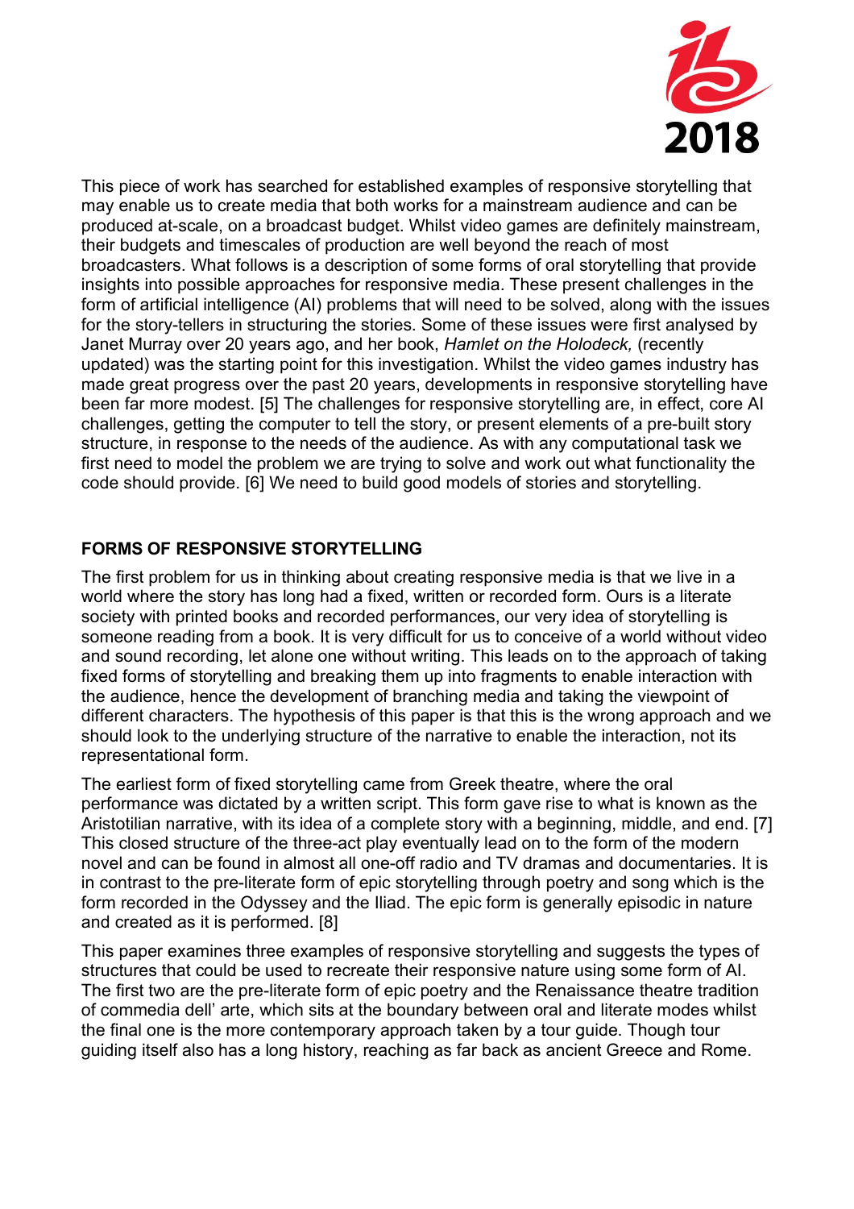This piece of work has searched for established examples of responsive storytelling that may enable us to create media that both works for a mainstream audience and can be produced at-scale, on a broadcast budget. Whilst video games are definitely mainstream, their budgets and timescales of production are well beyond the reach of most broadcasters. What follows is a description of some forms of oral storytelling that provide insights into possible approaches for responsive media. These present challenges in the form of artificial intelligence (AI) problems that will need to be solved, along with the issues for the story-tellers in structuring the stories. Some of these issues were first analysed by Janet Murray over 20 years ago, and her book, *Hamlet on the Holodeck,* (recently updated) was the starting point for this investigation. Whilst the video games industry has made great progress over the past 20 years, developments in responsive storytelling have been far more modest. [5] The challenges for responsive storytelling are, in effect, core AI challenges, getting the computer to tell the story, or present elements of a pre-built story structure, in response to the needs of the audience. As with any computational task we first need to model the problem we are trying to solve and work out what functionality the code should provide. [6] We need to build good models of stories and storytelling.

## FORMS OF RESPONSIVE STORYTELLING

The first problem for us in thinking about creating responsive media is that we live in a world where the story has long had a fixed, written or recorded form. Ours is a literate society with printed books and recorded performances, our very idea of storytelling is someone reading from a book. It is very difficult for us to conceive of a world without video and sound recording, let alone one without writing. This leads on to the approach of taking fixed forms of storytelling and breaking them up into fragments to enable interaction with the audience, hence the development of branching media and taking the viewpoint of different characters. The hypothesis of this paper is that this is the wrong approach and we should look to the underlying structure of the narrative to enable the interaction, not its representational form.

The earliest form of fixed storytelling came from Greek theatre, where the oral performance was dictated by a written script. This form gave rise to what is known as the Aristotilian narrative, with its idea of a complete story with a beginning, middle, and end. [7] This closed structure of the three-act play eventually lead on to the form of the modern novel and can be found in almost all one-off radio and TV dramas and documentaries. It is in contrast to the pre-literate form of epic storytelling through poetry and song which is the form recorded in the Odyssey and the Iliad. The epic form is generally episodic in nature and created as it is performed. [8]

This paper examines three examples of responsive storytelling and suggests the types of structures that could be used to recreate their responsive nature using some form of AI. The first two are the pre-literate form of epic poetry and the Renaissance theatre tradition of commedia dell' arte, which sits at the boundary between oral and literate modes whilst the final one is the more contemporary approach taken by a tour guide. Though tour guiding itself also has a long history, reaching as far back as ancient Greece and Rome.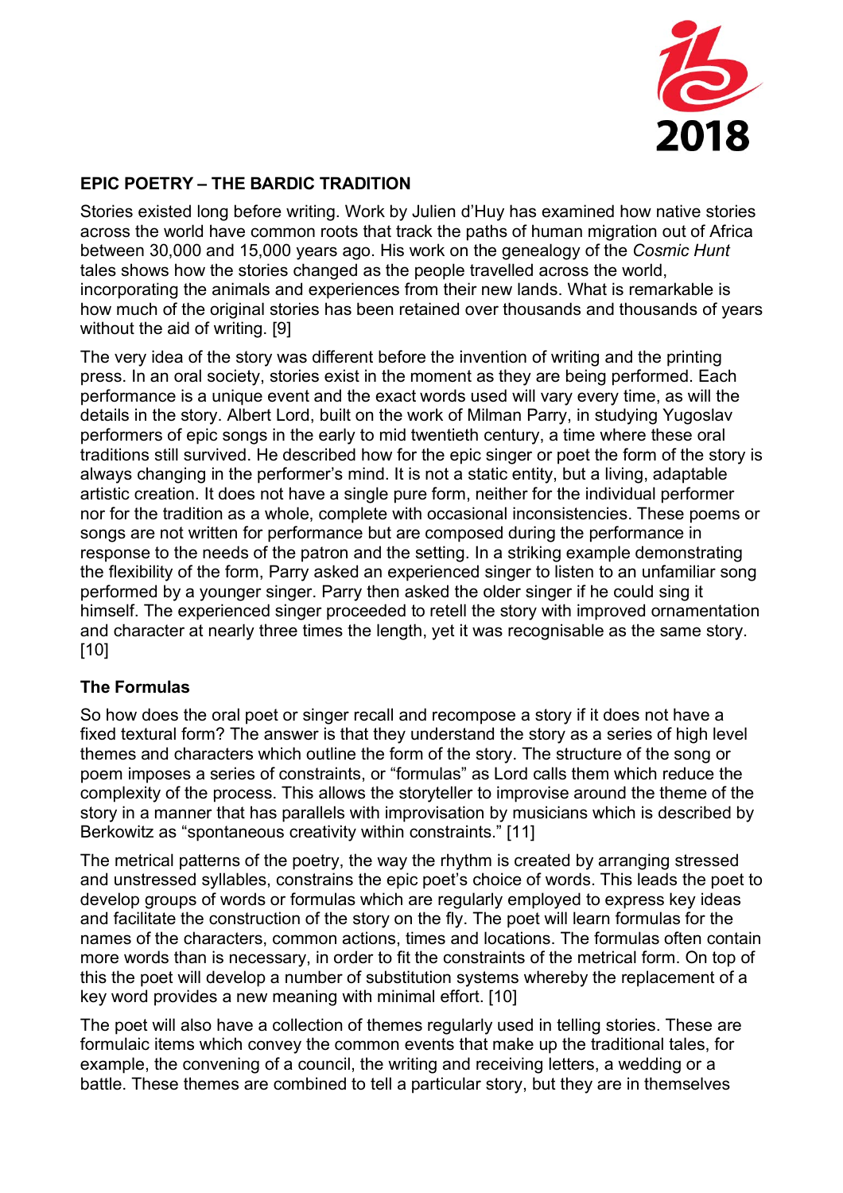## EPIC POETRY – THE BARDIC TRADITION

Stories existed long before writing. Work by Julien d'Huy has examined how native stories across the world have common roots that track the paths of human migration out of Africa between 30,000 and 15,000 years ago. His work on the genealogy of the *Cosmic Hunt* tales shows how the stories changed as the people travelled across the world, incorporating the animals and experiences from their new lands. What is remarkable is how much of the original stories has been retained over thousands and thousands of years without the aid of writing. [9]

The very idea of the story was different before the invention of writing and the printing press. In an oral society, stories exist in the moment as they are being performed. Each performance is a unique event and the exact words used will vary every time, as will the details in the story. Albert Lord, built on the work of Milman Parry, in studying Yugoslav performers of epic songs in the early to mid twentieth century, a time where these oral traditions still survived. He described how for the epic singer or poet the form of the story is always changing in the performer's mind. It is not a static entity, but a living, adaptable artistic creation. It does not have a single pure form, neither for the individual performer nor for the tradition as a whole, complete with occasional inconsistencies. These poems or songs are not written for performance but are composed during the performance in response to the needs of the patron and the setting. In a striking example demonstrating the flexibility of the form, Parry asked an experienced singer to listen to an unfamiliar song performed by a younger singer. Parry then asked the older singer if he could sing it himself. The experienced singer proceeded to retell the story with improved ornamentation and character at nearly three times the length, yet it was recognisable as the same story. [10]

### The Formulas

So how does the oral poet or singer recall and recompose a story if it does not have a fixed textural form? The answer is that they understand the story as a series of high level themes and characters which outline the form of the story. The structure of the song or poem imposes a series of constraints, or "formulas" as Lord calls them which reduce the complexity of the process. This allows the storyteller to improvise around the theme of the story in a manner that has parallels with improvisation by musicians which is described by Berkowitz as "spontaneous creativity within constraints." [11]

The metrical patterns of the poetry, the way the rhythm is created by arranging stressed and unstressed syllables, constrains the epic poet's choice of words. This leads the poet to develop groups of words or formulas which are regularly employed to express key ideas and facilitate the construction of the story on the fly. The poet will learn formulas for the names of the characters, common actions, times and locations. The formulas often contain more words than is necessary, in order to fit the constraints of the metrical form. On top of this the poet will develop a number of substitution systems whereby the replacement of a key word provides a new meaning with minimal effort. [10]

The poet will also have a collection of themes regularly used in telling stories. These are formulaic items which convey the common events that make up the traditional tales, for example, the convening of a council, the writing and receiving letters, a wedding or a battle. These themes are combined to tell a particular story, but they are in themselves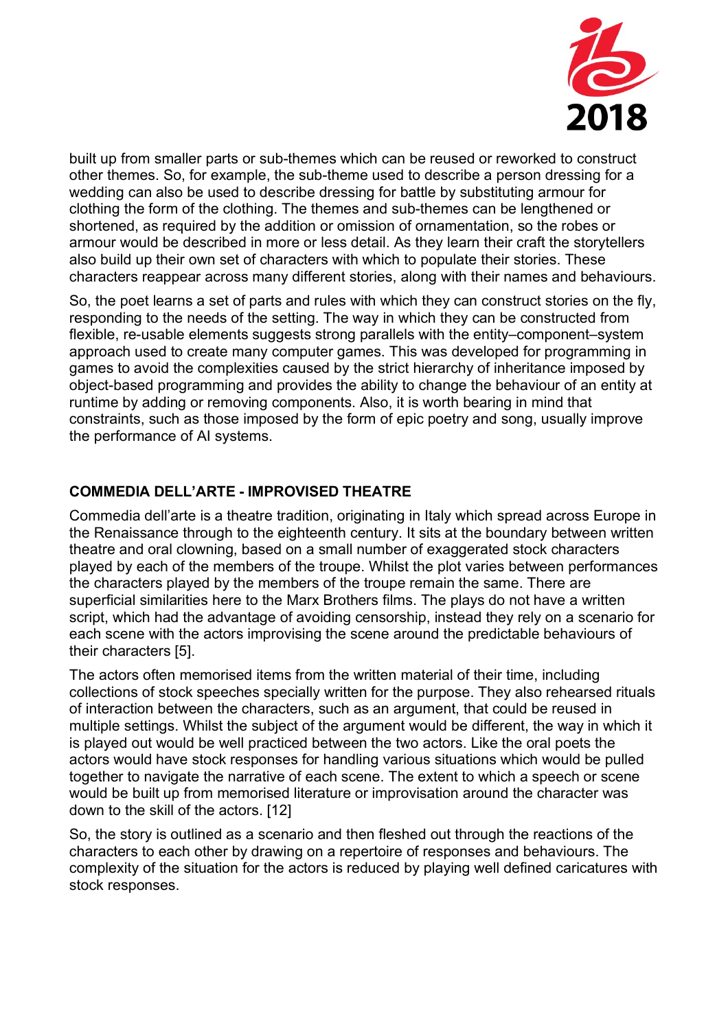built up from smaller parts or sub-themes which can be reused or reworked to construct other themes. So, for example, the sub-theme used to describe a person dressing for a wedding can also be used to describe dressing for battle by substituting armour for clothing the form of the clothing. The themes and sub-themes can be lengthened or shortened, as required by the addition or omission of ornamentation, so the robes or armour would be described in more or less detail. As they learn their craft the storytellers also build up their own set of characters with which to populate their stories. These characters reappear across many different stories, along with their names and behaviours.

So, the poet learns a set of parts and rules with which they can construct stories on the fly, responding to the needs of the setting. The way in which they can be constructed from flexible, re-usable elements suggests strong parallels with the entity–component–system approach used to create many computer games. This was developed for programming in games to avoid the complexities caused by the strict hierarchy of inheritance imposed by object-based programming and provides the ability to change the behaviour of an entity at runtime by adding or removing components. Also, it is worth bearing in mind that constraints, such as those imposed by the form of epic poetry and song, usually improve the performance of AI systems.

## COMMEDIA DELL'ARTE - IMPROVISED THEATRE

Commedia dell'arte is a theatre tradition, originating in Italy which spread across Europe in the Renaissance through to the eighteenth century. It sits at the boundary between written theatre and oral clowning, based on a small number of exaggerated stock characters played by each of the members of the troupe. Whilst the plot varies between performances the characters played by the members of the troupe remain the same. There are superficial similarities here to the Marx Brothers films. The plays do not have a written script, which had the advantage of avoiding censorship, instead they rely on a scenario for each scene with the actors improvising the scene around the predictable behaviours of their characters [5].

The actors often memorised items from the written material of their time, including collections of stock speeches specially written for the purpose. They also rehearsed rituals of interaction between the characters, such as an argument, that could be reused in multiple settings. Whilst the subject of the argument would be different, the way in which it is played out would be well practiced between the two actors. Like the oral poets the actors would have stock responses for handling various situations which would be pulled together to navigate the narrative of each scene. The extent to which a speech or scene would be built up from memorised literature or improvisation around the character was down to the skill of the actors. [12]

So, the story is outlined as a scenario and then fleshed out through the reactions of the characters to each other by drawing on a repertoire of responses and behaviours. The complexity of the situation for the actors is reduced by playing well defined caricatures with stock responses.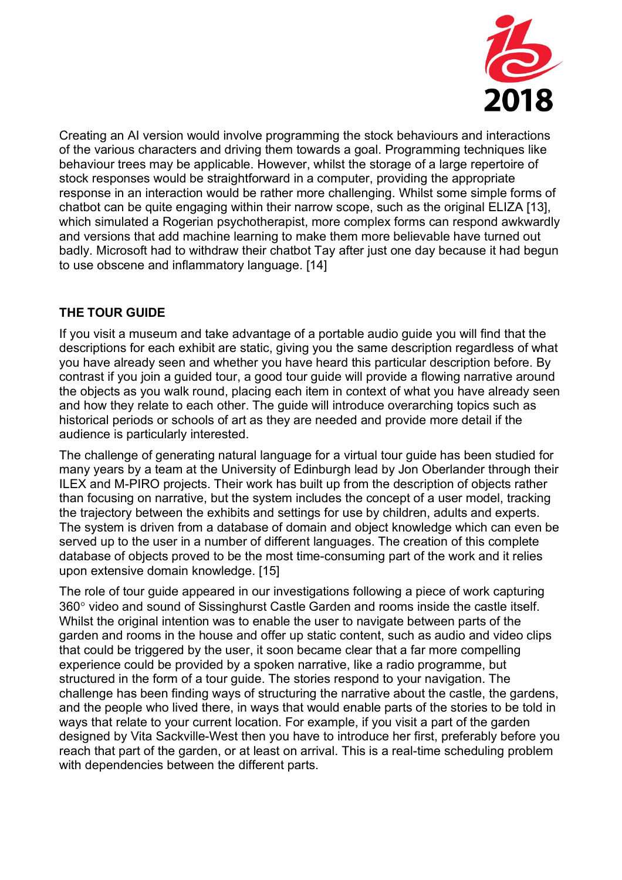Creating an AI version would involve programming the stock behaviours and interactions of the various characters and driving them towards a goal. Programming techniques like behaviour trees may be applicable. However, whilst the storage of a large repertoire of stock responses would be straightforward in a computer, providing the appropriate response in an interaction would be rather more challenging. Whilst some simple forms of chatbot can be quite engaging within their narrow scope, such as the original ELIZA [13], which simulated a Rogerian psychotherapist, more complex forms can respond awkwardly and versions that add machine learning to make them more believable have turned out badly. Microsoft had to withdraw their chatbot Tay after just one day because it had begun to use obscene and inflammatory language. [14]

## THE TOUR GUIDE

If you visit a museum and take advantage of a portable audio guide you will find that the descriptions for each exhibit are static, giving you the same description regardless of what you have already seen and whether you have heard this particular description before. By contrast if you join a guided tour, a good tour guide will provide a flowing narrative around the objects as you walk round, placing each item in context of what you have already seen and how they relate to each other. The guide will introduce overarching topics such as historical periods or schools of art as they are needed and provide more detail if the audience is particularly interested.

The challenge of generating natural language for a virtual tour guide has been studied for many years by a team at the University of Edinburgh lead by Jon Oberlander through their ILEX and M-PIRO projects. Their work has built up from the description of objects rather than focusing on narrative, but the system includes the concept of a user model, tracking the trajectory between the exhibits and settings for use by children, adults and experts. The system is driven from a database of domain and object knowledge which can even be served up to the user in a number of different languages. The creation of this complete database of objects proved to be the most time-consuming part of the work and it relies upon extensive domain knowledge. [15]

The role of tour guide appeared in our investigations following a piece of work capturing 360° video and sound of Sissinghurst Castle Garden and rooms inside the castle itself. Whilst the original intention was to enable the user to navigate between parts of the garden and rooms in the house and offer up static content, such as audio and video clips that could be triggered by the user, it soon became clear that a far more compelling experience could be provided by a spoken narrative, like a radio programme, but structured in the form of a tour guide. The stories respond to your navigation. The challenge has been finding ways of structuring the narrative about the castle, the gardens, and the people who lived there, in ways that would enable parts of the stories to be told in ways that relate to your current location. For example, if you visit a part of the garden designed by Vita Sackville-West then you have to introduce her first, preferably before you reach that part of the garden, or at least on arrival. This is a real-time scheduling problem with dependencies between the different parts.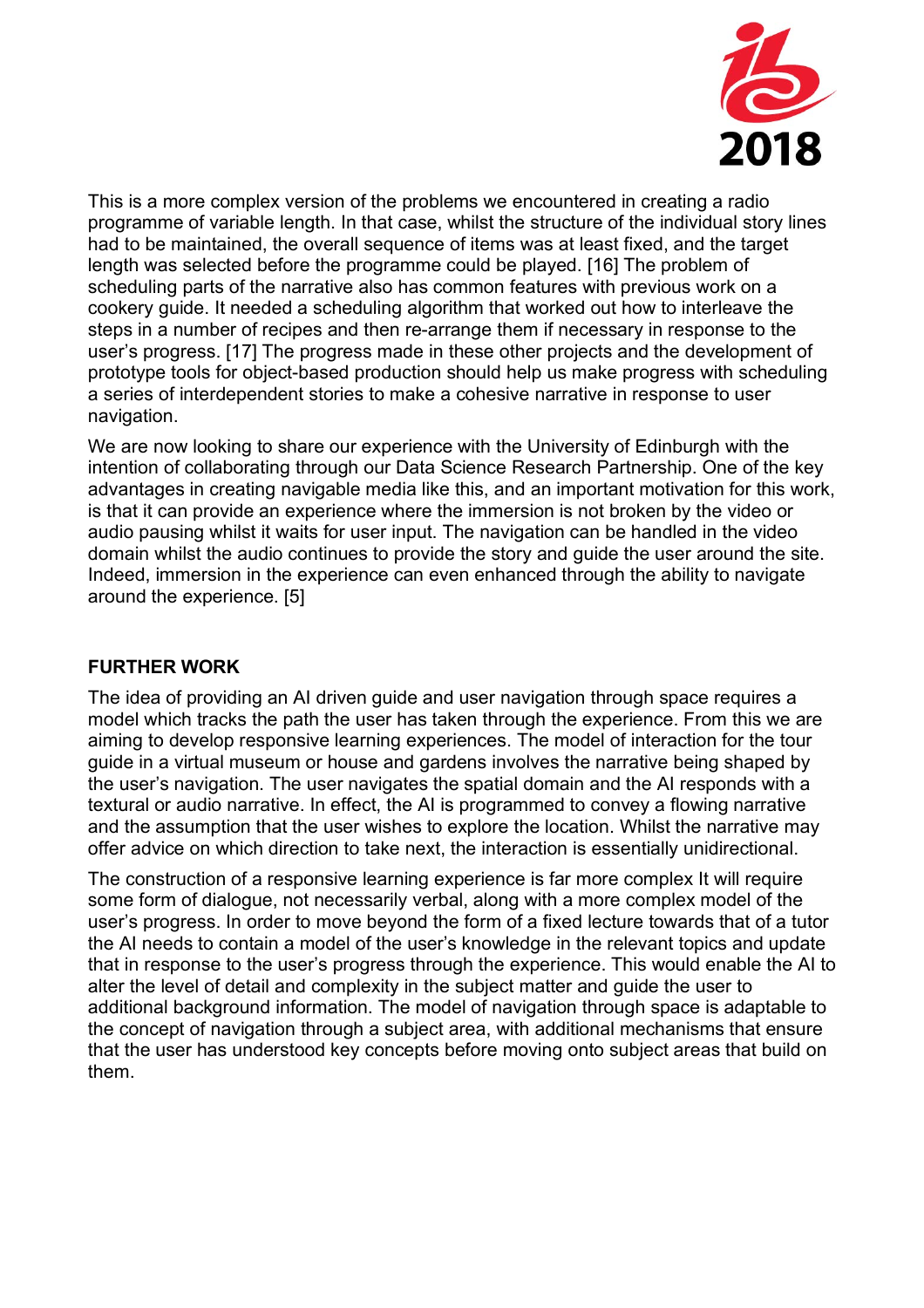This is a more complex version of the problems we encountered in creating a radio programme of variable length. In that case, whilst the structure of the individual story lines had to be maintained, the overall sequence of items was at least fixed, and the target length was selected before the programme could be played. [16] The problem of scheduling parts of the narrative also has common features with previous work on a cookery guide. It needed a scheduling algorithm that worked out how to interleave the steps in a number of recipes and then re-arrange them if necessary in response to the user's progress. [17] The progress made in these other projects and the development of prototype tools for object-based production should help us make progress with scheduling a series of interdependent stories to make a cohesive narrative in response to user navigation.

We are now looking to share our experience with the University of Edinburgh with the intention of collaborating through our Data Science Research Partnership. One of the key advantages in creating navigable media like this, and an important motivation for this work, is that it can provide an experience where the immersion is not broken by the video or audio pausing whilst it waits for user input. The navigation can be handled in the video domain whilst the audio continues to provide the story and guide the user around the site. Indeed, immersion in the experience can even enhanced through the ability to navigate around the experience. [5]

## FURTHER WORK

The idea of providing an AI driven guide and user navigation through space requires a model which tracks the path the user has taken through the experience. From this we are aiming to develop responsive learning experiences. The model of interaction for the tour guide in a virtual museum or house and gardens involves the narrative being shaped by the user's navigation. The user navigates the spatial domain and the AI responds with a textural or audio narrative. In effect, the AI is programmed to convey a flowing narrative and the assumption that the user wishes to explore the location. Whilst the narrative may offer advice on which direction to take next, the interaction is essentially unidirectional.

The construction of a responsive learning experience is far more complex It will require some form of dialogue, not necessarily verbal, along with a more complex model of the user's progress. In order to move beyond the form of a fixed lecture towards that of a tutor the AI needs to contain a model of the user's knowledge in the relevant topics and update that in response to the user's progress through the experience. This would enable the AI to alter the level of detail and complexity in the subject matter and guide the user to additional background information. The model of navigation through space is adaptable to the concept of navigation through a subject area, with additional mechanisms that ensure that the user has understood key concepts before moving onto subject areas that build on them.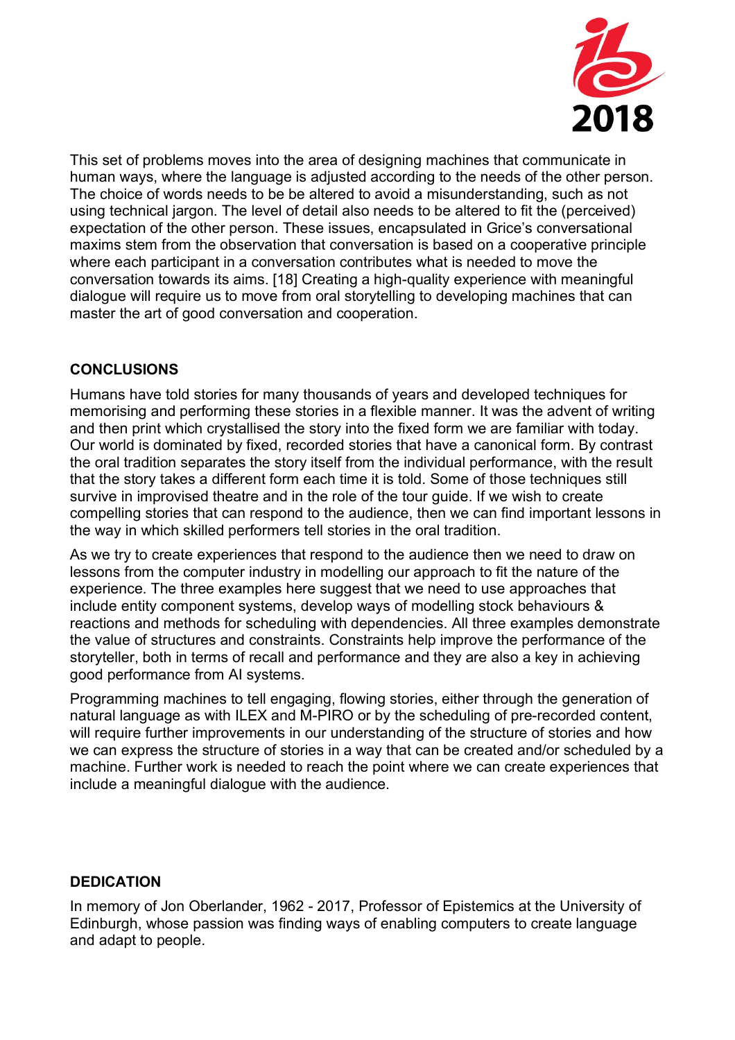This set of problems moves into the area of designing machines that communicate in human ways, where the language is adjusted according to the needs of the other person. The choice of words needs to be be altered to avoid a misunderstanding, such as not using technical jargon. The level of detail also needs to be altered to fit the (perceived) expectation of the other person. These issues, encapsulated in Grice's conversational maxims stem from the observation that conversation is based on a cooperative principle where each participant in a conversation contributes what is needed to move the conversation towards its aims. [18] Creating a high-quality experience with meaningful dialogue will require us to move from oral storytelling to developing machines that can master the art of good conversation and cooperation.

## CONCLUSIONS

Humans have told stories for many thousands of years and developed techniques for memorising and performing these stories in a flexible manner. It was the advent of writing and then print which crystallised the story into the fixed form we are familiar with today. Our world is dominated by fixed, recorded stories that have a canonical form. By contrast the oral tradition separates the story itself from the individual performance, with the result that the story takes a different form each time it is told. Some of those techniques still survive in improvised theatre and in the role of the tour guide. If we wish to create compelling stories that can respond to the audience, then we can find important lessons in the way in which skilled performers tell stories in the oral tradition.

As we try to create experiences that respond to the audience then we need to draw on lessons from the computer industry in modelling our approach to fit the nature of the experience. The three examples here suggest that we need to use approaches that include entity component systems, develop ways of modelling stock behaviours & reactions and methods for scheduling with dependencies. All three examples demonstrate the value of structures and constraints. Constraints help improve the performance of the storyteller, both in terms of recall and performance and they are also a key in achieving good performance from AI systems.

Programming machines to tell engaging, flowing stories, either through the generation of natural language as with ILEX and M-PIRO or by the scheduling of pre-recorded content, will require further improvements in our understanding of the structure of stories and how we can express the structure of stories in a way that can be created and/or scheduled by a machine. Further work is needed to reach the point where we can create experiences that include a meaningful dialogue with the audience.

## DEDICATION

In memory of Jon Oberlander, 1962 - 2017, Professor of Epistemics at the University of Edinburgh, whose passion was finding ways of enabling computers to create language and adapt to people.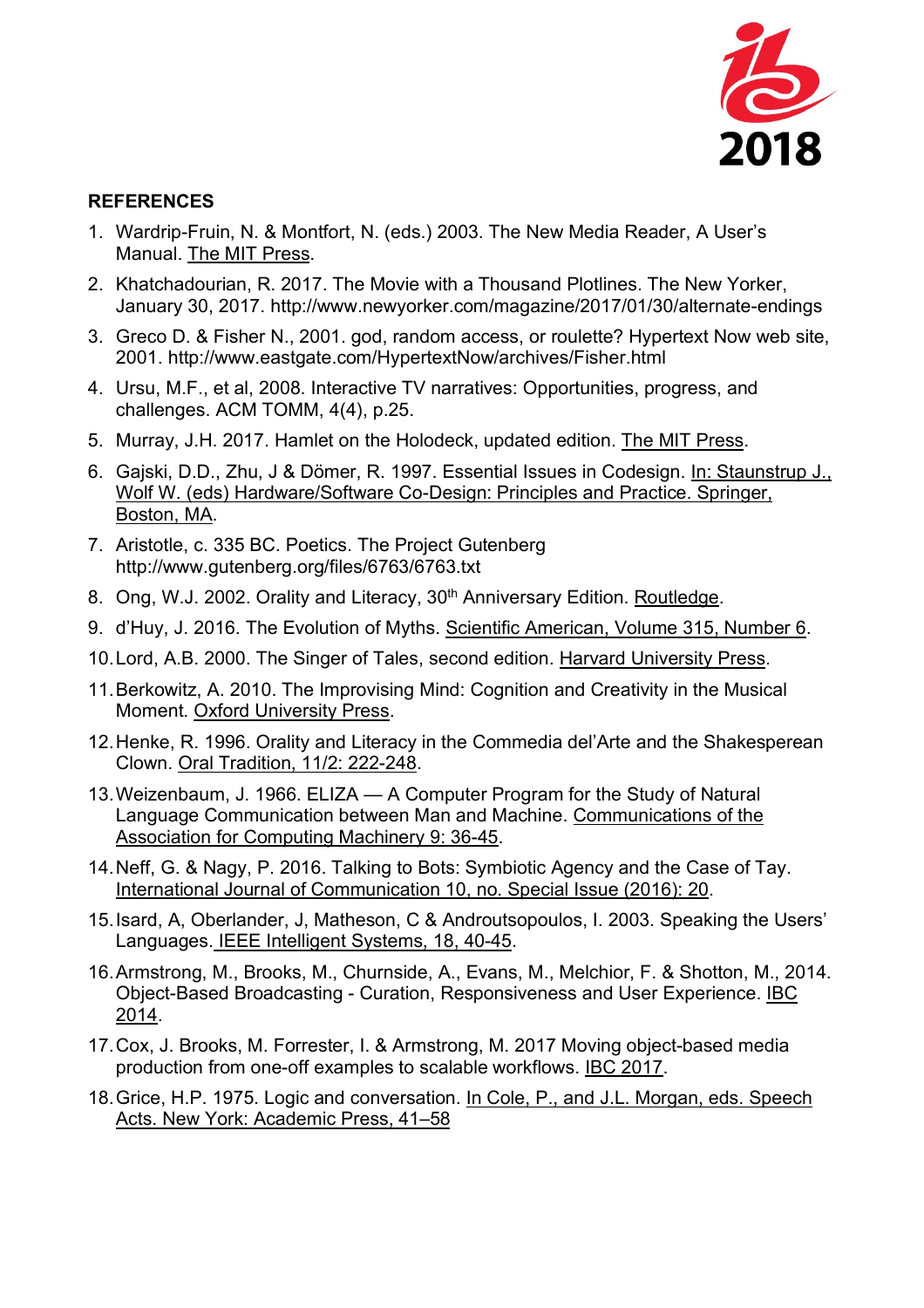## REFERENCES

1. Wardrip-Fruin, N. & Montfort, N. (eds.) 2003. The New Media Reader, A User's Manual. The MIT Press.
2. Khatchadourian, R. 2017. The Movie with a Thousand Plotlines. The New Yorker, January 30, 2017. http://www.newyorker.com/magazine/2017/01/30/alternate-endings
3. Greco D. & Fisher N., 2001. god, random access, or roulette? Hypertext Now web site, 2001. http://www.eastgate.com/HypertextNow/archives/Fisher.html
4. Ursu, M.F., et al, 2008. Interactive TV narratives: Opportunities, progress, and challenges. ACM TOMM, 4(4), p.25.
5. Murray, J.H. 2017. Hamlet on the Holodeck, updated edition. The MIT Press.
6. Gajski, D.D., Zhu, J & Dömer, R. 1997. Essential Issues in Codesign. In: Staunstrup J., Wolf W. (eds) Hardware/Software Co-Design: Principles and Practice. Springer, Boston, MA.
7. Aristotle, c. 335 BC. Poetics. The Project Gutenberg http://www.gutenberg.org/files/6763/6763.txt
8. Ong, W.J. 2002. Orality and Literacy, 30th Anniversary Edition. Routledge.
9. d'Huy, J. 2016. The Evolution of Myths. Scientific American, Volume 315, Number 6.
10. Lord, A.B. 2000. The Singer of Tales, second edition. Harvard University Press.
11. Berkowitz, A. 2010. The Improvising Mind: Cognition and Creativity in the Musical Moment. Oxford University Press.
12. Henke, R. 1996. Orality and Literacy in the Commedia del'Arte and the Shakesperean Clown. Oral Tradition, 11/2: 222-248.
13. Weizenbaum, J. 1966. ELIZA — A Computer Program for the Study of Natural Language Communication between Man and Machine. Communications of the Association for Computing Machinery 9: 36-45.
14. Neff, G. & Nagy, P. 2016. Talking to Bots: Symbiotic Agency and the Case of Tay. International Journal of Communication 10, no. Special Issue (2016): 20.
15. Isard, A, Oberlander, J, Matheson, C & Androutsopoulos, I. 2003. Speaking the Users' Languages. IEEE Intelligent Systems, 18, 40-45.
16. Armstrong, M., Brooks, M., Churnside, A., Evans, M., Melchior, F. & Shotton, M., 2014. Object-Based Broadcasting - Curation, Responsiveness and User Experience. IBC 2014.
17. Cox, J. Brooks, M. Forrester, I. & Armstrong, M. 2017 Moving object-based media production from one-off examples to scalable workflows. IBC 2017.
18. Grice, H.P. 1975. Logic and conversation. In Cole, P., and J.L. Morgan, eds. Speech Acts. New York: Academic Press, 41–58